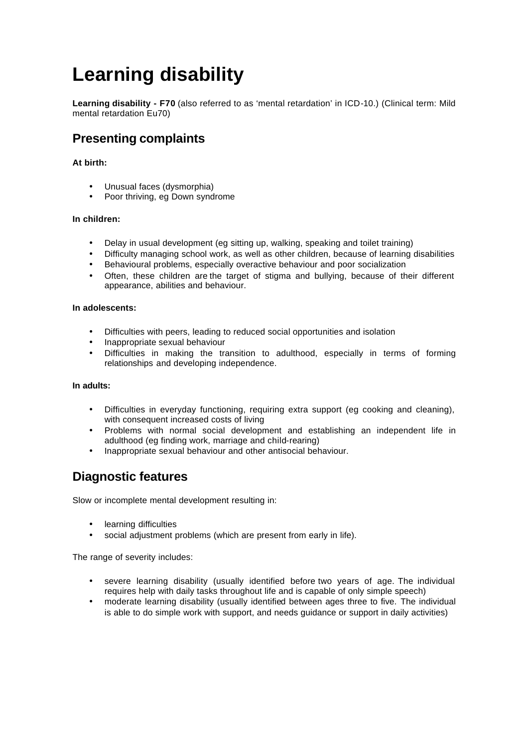# Learning disability

**Learning disability - F70** (also referred to as 'mental retardation' in ICD-10.) (Clinical term: Mild mental retardation Eu70)

## Presenting complaints

**At birth:**

- Unusual faces (dysmorphia)
- Poor thriving, eg Down syndrome

**In children:**

- Delay in usual development (eg sitting up, walking, speaking and toilet training)
- Difficulty managing school work, as well as other children, because of learning disabilities
- Behavioural problems, especially overactive behaviour and poor socialization
- Often, these children are the target of stigma and bullying, because of their different appearance, abilities and behaviour.

**In adolescents:**

- Difficulties with peers, leading to reduced social opportunities and isolation
- Inappropriate sexual behaviour
- Difficulties in making the transition to adulthood, especially in terms of forming relationships and developing independence.

**In adults:**

- Difficulties in everyday functioning, requiring extra support (eg cooking and cleaning), with consequent increased costs of living
- Problems with normal social development and establishing an independent life in adulthood (eg finding work, marriage and child-rearing)
- Inappropriate sexual behaviour and other antisocial behaviour.

## Diagnostic features

Slow or incomplete mental development resulting in:

- learning difficulties
- social adjustment problems (which are present from early in life).

The range of severity includes:

- severe learning disability (usually identified before two years of age. The individual requires help with daily tasks throughout life and is capable of only simple speech)
- moderate learning disability (usually identified between ages three to five. The individual is able to do simple work with support, and needs guidance or support in daily activities)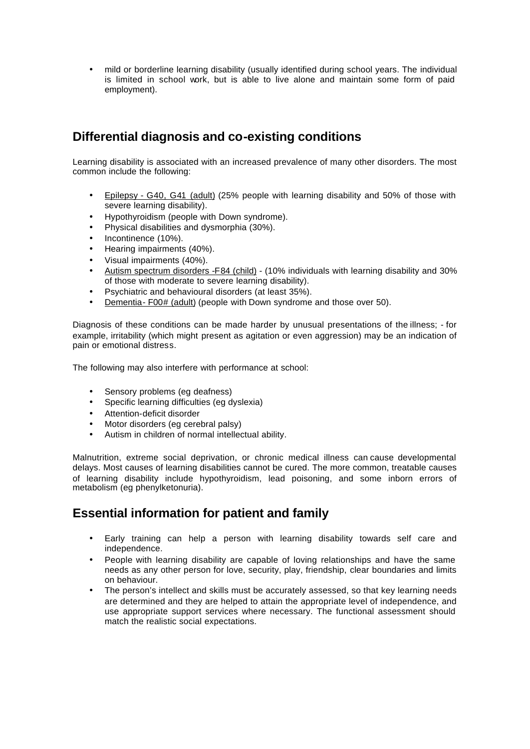- mild or borderline learning disability (usually identified during school years. The individual is limited in school work, but is able to live alone and maintain some form of paid employment).

## Differential diagnosis and co-existing conditions

Learning disability is associated with an increased prevalence of many other disorders. The most common include the following:

- Epilepsy - G40, G41 (adult) (25% people with learning disability and 50% of those with severe learning disability).
- Hypothyroidism (people with Down syndrome).
- Physical disabilities and dysmorphia (30%).
- Incontinence (10%).
- Hearing impairments (40%).
- Visual impairments (40%).
- Autism spectrum disorders -F84 (child) - (10% individuals with learning disability and 30% of those with moderate to severe learning disability).
- Psychiatric and behavioural disorders (at least 35%).
- Dementia- F00# (adult) (people with Down syndrome and those over 50).

Diagnosis of these conditions can be made harder by unusual presentations of the illness; - for example, irritability (which might present as agitation or even aggression) may be an indication of pain or emotional distress.

The following may also interfere with performance at school:

- Sensory problems (eg deafness)
- Specific learning difficulties (eg dyslexia)
- Attention-deficit disorder
- Motor disorders (eg cerebral palsy)
- Autism in children of normal intellectual ability.

Malnutrition, extreme social deprivation, or chronic medical illness can cause developmental delays. Most causes of learning disabilities cannot be cured. The more common, treatable causes of learning disability include hypothyroidism, lead poisoning, and some inborn errors of metabolism (eg phenylketonuria).

## Essential information for patient and family

- Early training can help a person with learning disability towards self care and independence.
- People with learning disability are capable of loving relationships and have the same needs as any other person for love, security, play, friendship, clear boundaries and limits on behaviour.
- The person's intellect and skills must be accurately assessed, so that key learning needs are determined and they are helped to attain the appropriate level of independence, and use appropriate support services where necessary. The functional assessment should match the realistic social expectations.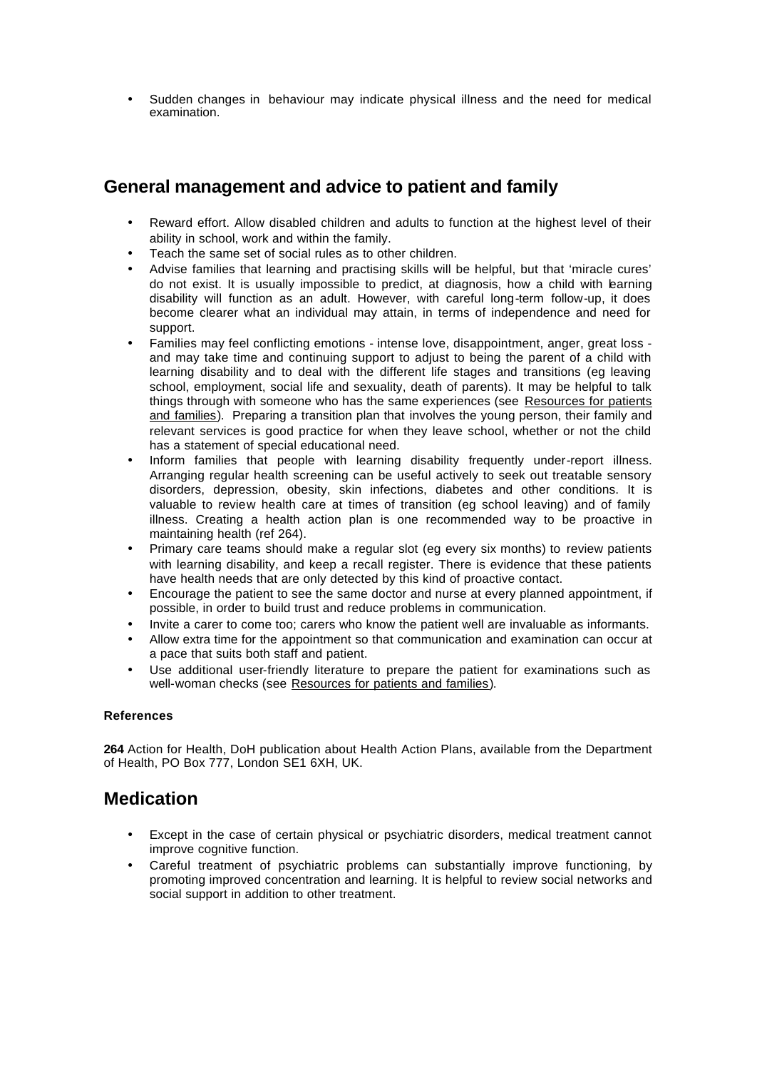- Sudden changes in behaviour may indicate physical illness and the need for medical examination.

## General management and advice to patient and family

- Reward effort. Allow disabled children and adults to function at the highest level of their ability in school, work and within the family.
- Teach the same set of social rules as to other children.
- Advise families that learning and practising skills will be helpful, but that 'miracle cures' do not exist. It is usually impossible to predict, at diagnosis, how a child with learning disability will function as an adult. However, with careful long-term follow-up, it does become clearer what an individual may attain, in terms of independence and need for support.
- Families may feel conflicting emotions - intense love, disappointment, anger, great loss - and may take time and continuing support to adjust to being the parent of a child with learning disability and to deal with the different life stages and transitions (eg leaving school, employment, social life and sexuality, death of parents). It may be helpful to talk things through with someone who has the same experiences (see Resources for patients and families). Preparing a transition plan that involves the young person, their family and relevant services is good practice for when they leave school, whether or not the child has a statement of special educational need.
- Inform families that people with learning disability frequently under-report illness. Arranging regular health screening can be useful actively to seek out treatable sensory disorders, depression, obesity, skin infections, diabetes and other conditions. It is valuable to review health care at times of transition (eg school leaving) and of family illness. Creating a health action plan is one recommended way to be proactive in maintaining health (ref 264).
- Primary care teams should make a regular slot (eg every six months) to review patients with learning disability, and keep a recall register. There is evidence that these patients have health needs that are only detected by this kind of proactive contact.
- Encourage the patient to see the same doctor and nurse at every planned appointment, if possible, in order to build trust and reduce problems in communication.
- Invite a carer to come too; carers who know the patient well are invaluable as informants.
- Allow extra time for the appointment so that communication and examination can occur at a pace that suits both staff and patient.
- Use additional user-friendly literature to prepare the patient for examinations such as well-woman checks (see Resources for patients and families).

#### References

**264** Action for Health, DoH publication about Health Action Plans, available from the Department of Health, PO Box 777, London SE1 6XH, UK.

## Medication

- Except in the case of certain physical or psychiatric disorders, medical treatment cannot improve cognitive function.
- Careful treatment of psychiatric problems can substantially improve functioning, by promoting improved concentration and learning. It is helpful to review social networks and social support in addition to other treatment.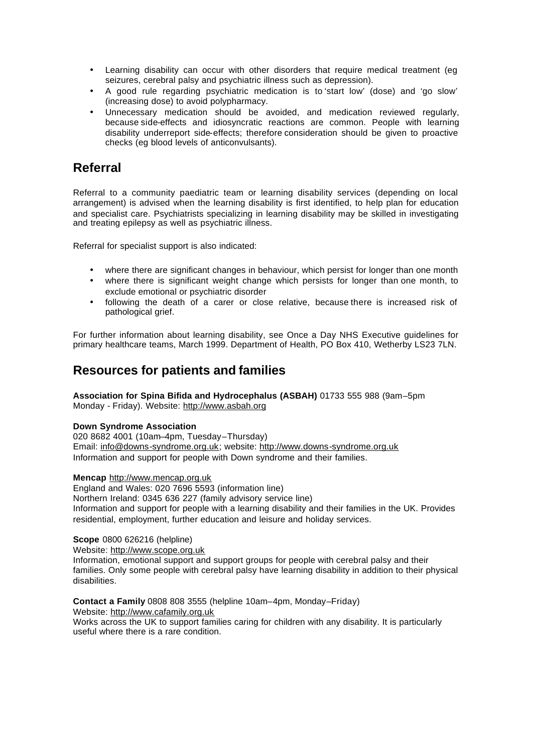- Learning disability can occur with other disorders that require medical treatment (eg seizures, cerebral palsy and psychiatric illness such as depression).
- A good rule regarding psychiatric medication is to 'start low' (dose) and 'go slow' (increasing dose) to avoid polypharmacy.
- Unnecessary medication should be avoided, and medication reviewed regularly, because side-effects and idiosyncratic reactions are common. People with learning disability underreport side-effects; therefore consideration should be given to proactive checks (eg blood levels of anticonvulsants).

## Referral

Referral to a community paediatric team or learning disability services (depending on local arrangement) is advised when the learning disability is first identified, to help plan for education and specialist care. Psychiatrists specializing in learning disability may be skilled in investigating and treating epilepsy as well as psychiatric illness.

Referral for specialist support is also indicated:

- where there are significant changes in behaviour, which persist for longer than one month
- where there is significant weight change which persists for longer than one month, to exclude emotional or psychiatric disorder
- following the death of a carer or close relative, because there is increased risk of pathological grief.

For further information about learning disability, see Once a Day NHS Executive guidelines for primary healthcare teams, March 1999. Department of Health, PO Box 410, Wetherby LS23 7LN.

## Resources for patients and families

**Association for Spina Bifida and Hydrocephalus (ASBAH)** 01733 555 988 (9am–5pm Monday - Friday). Website: http://www.asbah.org

**Down Syndrome Association**
020 8682 4001 (10am–4pm, Tuesday–Thursday)
Email: info@downs-syndrome.org.uk; website: http://www.downs-syndrome.org.uk
Information and support for people with Down syndrome and their families.

**Mencap** http://www.mencap.org.uk
England and Wales: 020 7696 5593 (information line)
Northern Ireland: 0345 636 227 (family advisory service line)
Information and support for people with a learning disability and their families in the UK. Provides residential, employment, further education and leisure and holiday services.

**Scope** 0800 626216 (helpline)
Website: http://www.scope.org.uk
Information, emotional support and support groups for people with cerebral palsy and their families. Only some people with cerebral palsy have learning disability in addition to their physical disabilities.

**Contact a Family** 0808 808 3555 (helpline 10am–4pm, Monday–Friday)
Website: http://www.cafamily.org.uk
Works across the UK to support families caring for children with any disability. It is particularly useful where there is a rare condition.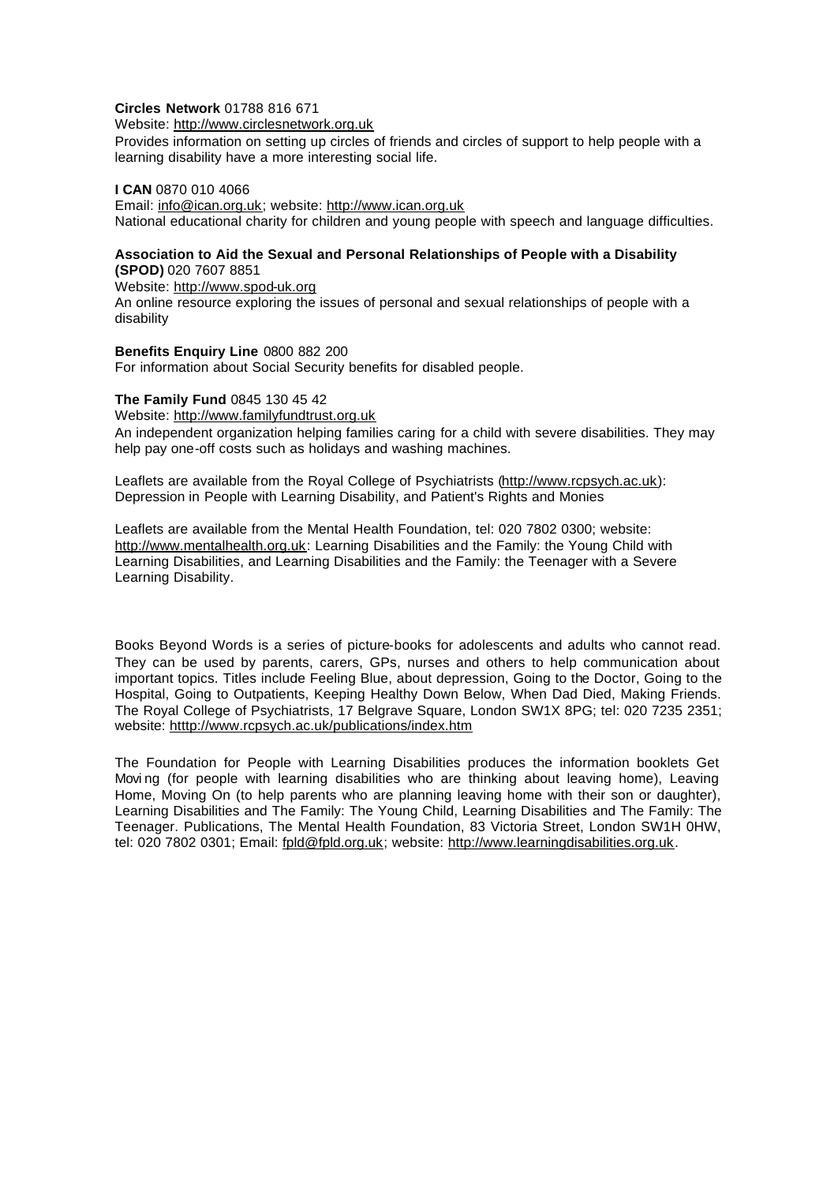**Circles Network** 01788 816 671
Website: http://www.circlesnetwork.org.uk
Provides information on setting up circles of friends and circles of support to help people with a learning disability have a more interesting social life.

**I CAN** 0870 010 4066
Email: info@ican.org.uk; website: http://www.ican.org.uk
National educational charity for children and young people with speech and language difficulties.

**Association to Aid the Sexual and Personal Relationships of People with a Disability (SPOD)** 020 7607 8851
Website: http://www.spod-uk.org
An online resource exploring the issues of personal and sexual relationships of people with a disability

**Benefits Enquiry Line** 0800 882 200
For information about Social Security benefits for disabled people.

**The Family Fund** 0845 130 45 42
Website: http://www.familyfundtrust.org.uk
An independent organization helping families caring for a child with severe disabilities. They may help pay one-off costs such as holidays and washing machines.

Leaflets are available from the Royal College of Psychiatrists (http://www.rcpsych.ac.uk): Depression in People with Learning Disability, and Patient's Rights and Monies

Leaflets are available from the Mental Health Foundation, tel: 020 7802 0300; website: http://www.mentalhealth.org.uk: Learning Disabilities and the Family: the Young Child with Learning Disabilities, and Learning Disabilities and the Family: the Teenager with a Severe Learning Disability.

Books Beyond Words is a series of picture-books for adolescents and adults who cannot read. They can be used by parents, carers, GPs, nurses and others to help communication about important topics. Titles include Feeling Blue, about depression, Going to the Doctor, Going to the Hospital, Going to Outpatients, Keeping Healthy Down Below, When Dad Died, Making Friends. The Royal College of Psychiatrists, 17 Belgrave Square, London SW1X 8PG; tel: 020 7235 2351; website: htttp://www.rcpsych.ac.uk/publications/index.htm

The Foundation for People with Learning Disabilities produces the information booklets Get Moving (for people with learning disabilities who are thinking about leaving home), Leaving Home, Moving On (to help parents who are planning leaving home with their son or daughter), Learning Disabilities and The Family: The Young Child, Learning Disabilities and The Family: The Teenager. Publications, The Mental Health Foundation, 83 Victoria Street, London SW1H 0HW, tel: 020 7802 0301; Email: fpld@fpld.org.uk; website: http://www.learningdisabilities.org.uk.